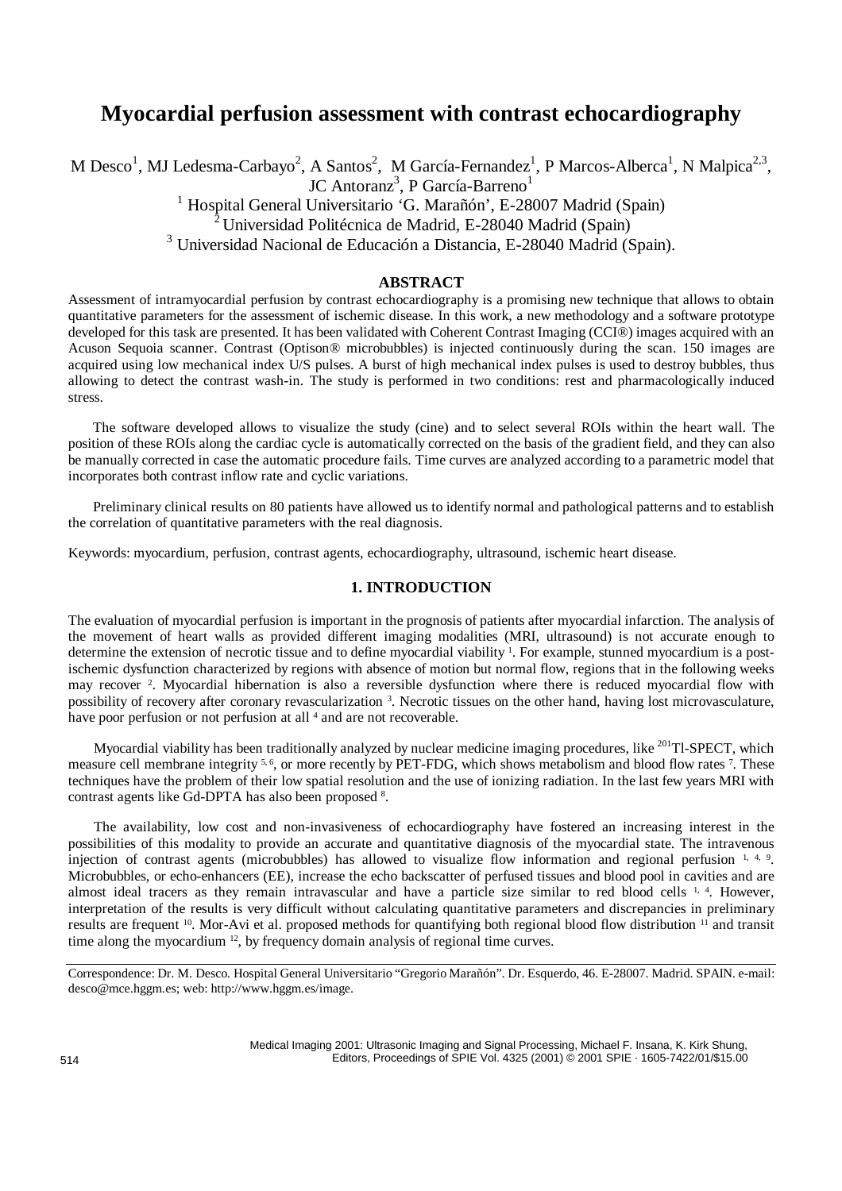# Myocardial perfusion assessment with contrast echocardiography

M Desco[1], MJ Ledesma-Carbayo[2], A Santos[2], M García-Fernandez[1], P Marcos-Alberca[1], N Malpica[2,3], JC Antoranz[3], P García-Barreno[1]

[1] Hospital General Universitario 'G. Marañón', E-28007 Madrid (Spain)
[2] Universidad Politécnica de Madrid, E-28040 Madrid (Spain)
[3] Universidad Nacional de Educación a Distancia, E-28040 Madrid (Spain).

## ABSTRACT

Assessment of intramyocardial perfusion by contrast echocardiography is a promising new technique that allows to obtain quantitative parameters for the assessment of ischemic disease. In this work, a new methodology and a software prototype developed for this task are presented. It has been validated with Coherent Contrast Imaging (CCI®) images acquired with an Acuson Sequoia scanner. Contrast (Optison® microbubbles) is injected continuously during the scan. 150 images are acquired using low mechanical index U/S pulses. A burst of high mechanical index pulses is used to destroy bubbles, thus allowing to detect the contrast wash-in. The study is performed in two conditions: rest and pharmacologically induced stress.

The software developed allows to visualize the study (cine) and to select several ROIs within the heart wall. The position of these ROIs along the cardiac cycle is automatically corrected on the basis of the gradient field, and they can also be manually corrected in case the automatic procedure fails. Time curves are analyzed according to a parametric model that incorporates both contrast inflow rate and cyclic variations.

Preliminary clinical results on 80 patients have allowed us to identify normal and pathological patterns and to establish the correlation of quantitative parameters with the real diagnosis.

Keywords: myocardium, perfusion, contrast agents, echocardiography, ultrasound, ischemic heart disease.

## 1. INTRODUCTION

The evaluation of myocardial perfusion is important in the prognosis of patients after myocardial infarction. The analysis of the movement of heart walls as provided different imaging modalities (MRI, ultrasound) is not accurate enough to determine the extension of necrotic tissue and to define myocardial viability [1]. For example, stunned myocardium is a post-ischemic dysfunction characterized by regions with absence of motion but normal flow, regions that in the following weeks may recover [2]. Myocardial hibernation is also a reversible dysfunction where there is reduced myocardial flow with possibility of recovery after coronary revascularization [3]. Necrotic tissues on the other hand, having lost microvasculature, have poor perfusion or not perfusion at all [4] and are not recoverable.

Myocardial viability has been traditionally analyzed by nuclear medicine imaging procedures, like $^{201}$Tl-SPECT, which measure cell membrane integrity [5,6], or more recently by PET-FDG, which shows metabolism and blood flow rates [7]. These techniques have the problem of their low spatial resolution and the use of ionizing radiation. In the last few years MRI with contrast agents like Gd-DPTA has also been proposed [8].

The availability, low cost and non-invasiveness of echocardiography have fostered an increasing interest in the possibilities of this modality to provide an accurate and quantitative diagnosis of the myocardial state. The intravenous injection of contrast agents (microbubbles) has allowed to visualize flow information and regional perfusion [1,4,9]. Microbubbles, or echo-enhancers (EE), increase the echo backscatter of perfused tissues and blood pool in cavities and are almost ideal tracers as they remain intravascular and have a particle size similar to red blood cells [1,4]. However, interpretation of the results is very difficult without calculating quantitative parameters and discrepancies in preliminary results are frequent [10]. Mor-Avi et al. proposed methods for quantifying both regional blood flow distribution [11] and transit time along the myocardium [12], by frequency domain analysis of regional time curves.

Correspondence: Dr. M. Desco. Hospital General Universitario "Gregorio Marañón". Dr. Esquerdo, 46. E-28007. Madrid. SPAIN. e-mail: desco@mce.hggm.es; web: http://www.hggm.es/image.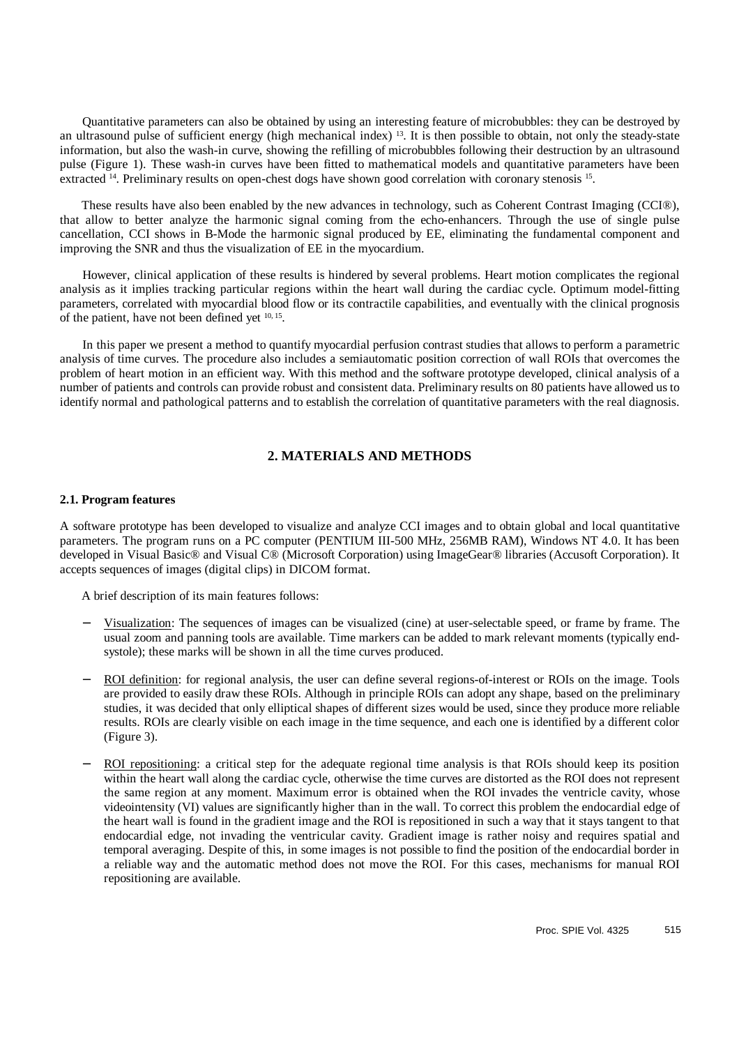Quantitative parameters can also be obtained by using an interesting feature of microbubbles: they can be destroyed by an ultrasound pulse of sufficient energy (high mechanical index) [13]. It is then possible to obtain, not only the steady-state information, but also the wash-in curve, showing the refilling of microbubbles following their destruction by an ultrasound pulse (Figure 1). These wash-in curves have been fitted to mathematical models and quantitative parameters have been extracted [14]. Preliminary results on open-chest dogs have shown good correlation with coronary stenosis [15].

These results have also been enabled by the new advances in technology, such as Coherent Contrast Imaging (CCI®), that allow to better analyze the harmonic signal coming from the echo-enhancers. Through the use of single pulse cancellation, CCI shows in B-Mode the harmonic signal produced by EE, eliminating the fundamental component and improving the SNR and thus the visualization of EE in the myocardium.

However, clinical application of these results is hindered by several problems. Heart motion complicates the regional analysis as it implies tracking particular regions within the heart wall during the cardiac cycle. Optimum model-fitting parameters, correlated with myocardial blood flow or its contractile capabilities, and eventually with the clinical prognosis of the patient, have not been defined yet [10, 15].

In this paper we present a method to quantify myocardial perfusion contrast studies that allows to perform a parametric analysis of time curves. The procedure also includes a semiautomatic position correction of wall ROIs that overcomes the problem of heart motion in an efficient way. With this method and the software prototype developed, clinical analysis of a number of patients and controls can provide robust and consistent data. Preliminary results on 80 patients have allowed us to identify normal and pathological patterns and to establish the correlation of quantitative parameters with the real diagnosis.

## 2. MATERIALS AND METHODS

### 2.1. Program features

A software prototype has been developed to visualize and analyze CCI images and to obtain global and local quantitative parameters. The program runs on a PC computer (PENTIUM III-500 MHz, 256MB RAM), Windows NT 4.0. It has been developed in Visual Basic® and Visual C® (Microsoft Corporation) using ImageGear® libraries (Accusoft Corporation). It accepts sequences of images (digital clips) in DICOM format.

A brief description of its main features follows:

- Visualization: The sequences of images can be visualized (cine) at user-selectable speed, or frame by frame. The usual zoom and panning tools are available. Time markers can be added to mark relevant moments (typically end-systole); these marks will be shown in all the time curves produced.
- ROI definition: for regional analysis, the user can define several regions-of-interest or ROIs on the image. Tools are provided to easily draw these ROIs. Although in principle ROIs can adopt any shape, based on the preliminary studies, it was decided that only elliptical shapes of different sizes would be used, since they produce more reliable results. ROIs are clearly visible on each image in the time sequence, and each one is identified by a different color (Figure 3).
- ROI repositioning: a critical step for the adequate regional time analysis is that ROIs should keep its position within the heart wall along the cardiac cycle, otherwise the time curves are distorted as the ROI does not represent the same region at any moment. Maximum error is obtained when the ROI invades the ventricle cavity, whose videointensity (VI) values are significantly higher than in the wall. To correct this problem the endocardial edge of the heart wall is found in the gradient image and the ROI is repositioned in such a way that it stays tangent to that endocardial edge, not invading the ventricular cavity. Gradient image is rather noisy and requires spatial and temporal averaging. Despite of this, in some images is not possible to find the position of the endocardial border in a reliable way and the automatic method does not move the ROI. For this cases, mechanisms for manual ROI repositioning are available.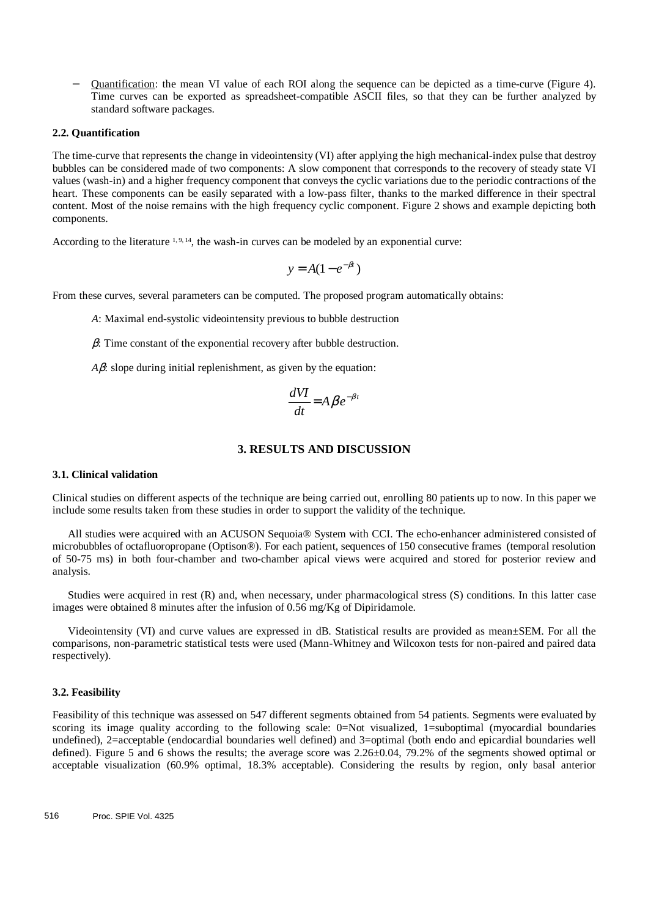- Quantification: the mean VI value of each ROI along the sequence can be depicted as a time-curve (Figure 4). Time curves can be exported as spreadsheet-compatible ASCII files, so that they can be further analyzed by standard software packages.

### 2.2. Quantification

The time-curve that represents the change in videointensity (VI) after applying the high mechanical-index pulse that destroy bubbles can be considered made of two components: A slow component that corresponds to the recovery of steady state VI values (wash-in) and a higher frequency component that conveys the cyclic variations due to the periodic contractions of the heart. These components can be easily separated with a low-pass filter, thanks to the marked difference in their spectral content. Most of the noise remains with the high frequency cyclic component. Figure 2 shows and example depicting both components.

According to the literature [1, 9, 14], the wash-in curves can be modeled by an exponential curve:

$$y = A(1 - e^{-\beta t})$$

From these curves, several parameters can be computed. The proposed program automatically obtains:

*A*: Maximal end-systolic videointensity previous to bubble destruction

$\beta$: Time constant of the exponential recovery after bubble destruction.

$A\beta$: slope during initial replenishment, as given by the equation:

$$\frac{dVI}{dt} = A\beta e^{-\beta t}$$

## 3. RESULTS AND DISCUSSION

### 3.1. Clinical validation

Clinical studies on different aspects of the technique are being carried out, enrolling 80 patients up to now. In this paper we include some results taken from these studies in order to support the validity of the technique.

All studies were acquired with an ACUSON Sequoia® System with CCI. The echo-enhancer administered consisted of microbubbles of octafluoropropane (Optison®). For each patient, sequences of 150 consecutive frames (temporal resolution of 50-75 ms) in both four-chamber and two-chamber apical views were acquired and stored for posterior review and analysis.

Studies were acquired in rest (R) and, when necessary, under pharmacological stress (S) conditions. In this latter case images were obtained 8 minutes after the infusion of 0.56 mg/Kg of Dipiridamole.

Videointensity (VI) and curve values are expressed in dB. Statistical results are provided as mean±SEM. For all the comparisons, non-parametric statistical tests were used (Mann-Whitney and Wilcoxon tests for non-paired and paired data respectively).

### 3.2. Feasibility

Feasibility of this technique was assessed on 547 different segments obtained from 54 patients. Segments were evaluated by scoring its image quality according to the following scale: 0=Not visualized, 1=suboptimal (myocardial boundaries undefined), 2=acceptable (endocardial boundaries well defined) and 3=optimal (both endo and epicardial boundaries well defined). Figure 5 and 6 shows the results; the average score was 2.26±0.04, 79.2% of the segments showed optimal or acceptable visualization (60.9% optimal, 18.3% acceptable). Considering the results by region, only basal anterior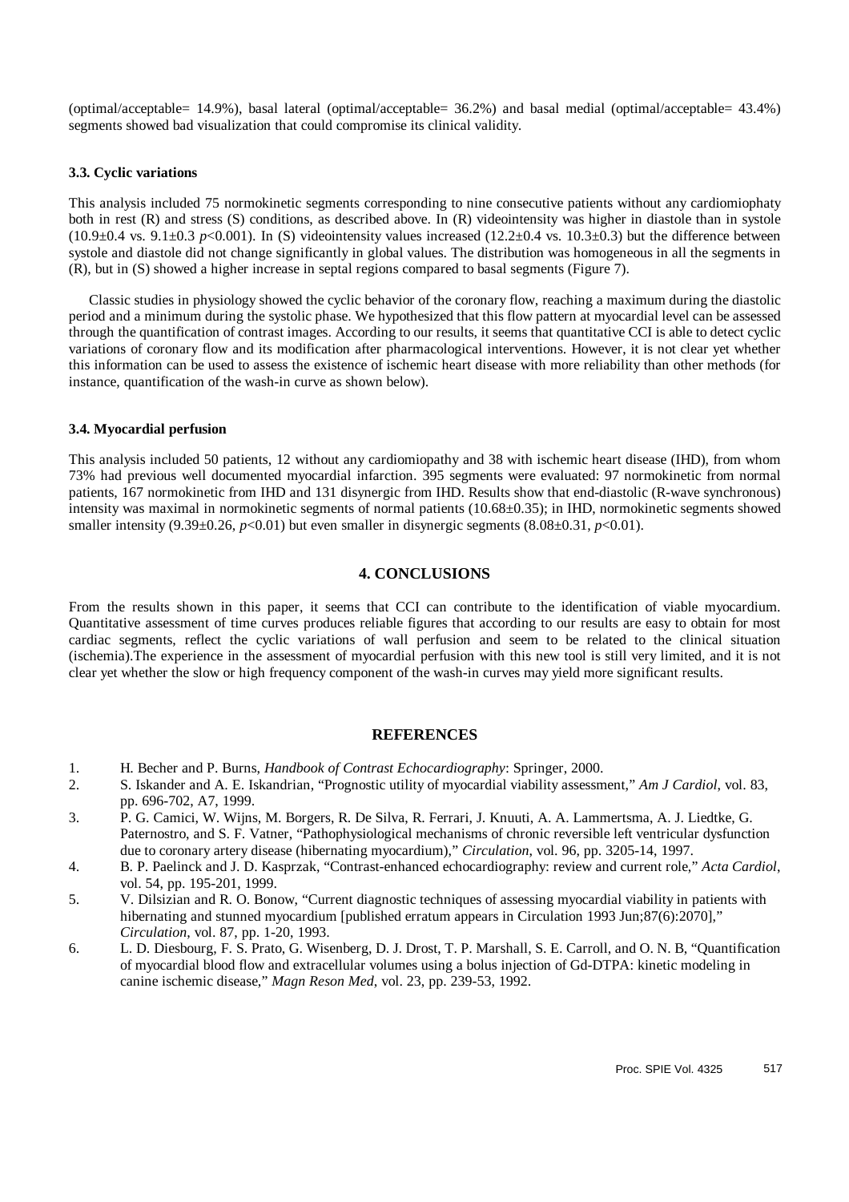(optimal/acceptable= 14.9%), basal lateral (optimal/acceptable= 36.2%) and basal medial (optimal/acceptable= 43.4%) segments showed bad visualization that could compromise its clinical validity.

### 3.3. Cyclic variations

This analysis included 75 normokinetic segments corresponding to nine consecutive patients without any cardiomiophaty both in rest (R) and stress (S) conditions, as described above. In (R) videointensity was higher in diastole than in systole (10.9±0.4 vs. 9.1±0.3 $p<0.001$). In (S) videointensity values increased (12.2±0.4 vs. 10.3±0.3) but the difference between systole and diastole did not change significantly in global values. The distribution was homogeneous in all the segments in (R), but in (S) showed a higher increase in septal regions compared to basal segments (Figure 7).

Classic studies in physiology showed the cyclic behavior of the coronary flow, reaching a maximum during the diastolic period and a minimum during the systolic phase. We hypothesized that this flow pattern at myocardial level can be assessed through the quantification of contrast images. According to our results, it seems that quantitative CCI is able to detect cyclic variations of coronary flow and its modification after pharmacological interventions. However, it is not clear yet whether this information can be used to assess the existence of ischemic heart disease with more reliability than other methods (for instance, quantification of the wash-in curve as shown below).

### 3.4. Myocardial perfusion

This analysis included 50 patients, 12 without any cardiomiopathy and 38 with ischemic heart disease (IHD), from whom 73% had previous well documented myocardial infarction. 395 segments were evaluated: 97 normokinetic from normal patients, 167 normokinetic from IHD and 131 disynergic from IHD. Results show that end-diastolic (R-wave synchronous) intensity was maximal in normokinetic segments of normal patients (10.68±0.35); in IHD, normokinetic segments showed smaller intensity (9.39±0.26, $p<0.01$) but even smaller in disynergic segments (8.08±0.31, $p<0.01$).

## 4. CONCLUSIONS

From the results shown in this paper, it seems that CCI can contribute to the identification of viable myocardium. Quantitative assessment of time curves produces reliable figures that according to our results are easy to obtain for most cardiac segments, reflect the cyclic variations of wall perfusion and seem to be related to the clinical situation (ischemia).The experience in the assessment of myocardial perfusion with this new tool is still very limited, and it is not clear yet whether the slow or high frequency component of the wash-in curves may yield more significant results.

## REFERENCES

1. H. Becher and P. Burns, *Handbook of Contrast Echocardiography*: Springer, 2000.
2. S. Iskander and A. E. Iskandrian, "Prognostic utility of myocardial viability assessment," *Am J Cardiol*, vol. 83, pp. 696-702, A7, 1999.
3. P. G. Camici, W. Wijns, M. Borgers, R. De Silva, R. Ferrari, J. Knuuti, A. A. Lammertsma, A. J. Liedtke, G. Paternostro, and S. F. Vatner, "Pathophysiological mechanisms of chronic reversible left ventricular dysfunction due to coronary artery disease (hibernating myocardium)," *Circulation*, vol. 96, pp. 3205-14, 1997.
4. B. P. Paelinck and J. D. Kasprzak, "Contrast-enhanced echocardiography: review and current role," *Acta Cardiol*, vol. 54, pp. 195-201, 1999.
5. V. Dilsizian and R. O. Bonow, "Current diagnostic techniques of assessing myocardial viability in patients with hibernating and stunned myocardium [published erratum appears in Circulation 1993 Jun;87(6):2070]," *Circulation*, vol. 87, pp. 1-20, 1993.
6. L. D. Diesbourg, F. S. Prato, G. Wisenberg, D. J. Drost, T. P. Marshall, S. E. Carroll, and O. N. B, "Quantification of myocardial blood flow and extracellular volumes using a bolus injection of Gd-DTPA: kinetic modeling in canine ischemic disease," *Magn Reson Med*, vol. 23, pp. 239-53, 1992.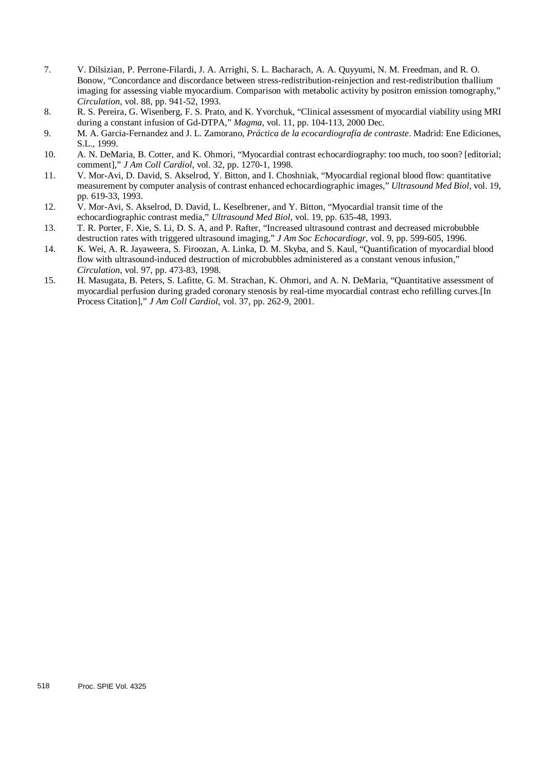7. V. Dilsizian, P. Perrone-Filardi, J. A. Arrighi, S. L. Bacharach, A. A. Quyyumi, N. M. Freedman, and R. O. Bonow, “Concordance and discordance between stress-redistribution-reinjection and rest-redistribution thallium imaging for assessing viable myocardium. Comparison with metabolic activity by positron emission tomography,” *Circulation*, vol. 88, pp. 941-52, 1993.
8. R. S. Pereira, G. Wisenberg, F. S. Prato, and K. Yvorchuk, “Clinical assessment of myocardial viability using MRI during a constant infusion of Gd-DTPA,” *Magma*, vol. 11, pp. 104-113, 2000 Dec.
9. M. A. Garcia-Fernandez and J. L. Zamorano, *Práctica de la ecocardiografía de contraste*. Madrid: Ene Ediciones, S.L., 1999.
10. A. N. DeMaria, B. Cotter, and K. Ohmori, “Myocardial contrast echocardiography: too much, too soon? [editorial; comment],” *J Am Coll Cardiol*, vol. 32, pp. 1270-1, 1998.
11. V. Mor-Avi, D. David, S. Akselrod, Y. Bitton, and I. Choshniak, “Myocardial regional blood flow: quantitative measurement by computer analysis of contrast enhanced echocardiographic images,” *Ultrasound Med Biol*, vol. 19, pp. 619-33, 1993.
12. V. Mor-Avi, S. Akselrod, D. David, L. Keselbrener, and Y. Bitton, “Myocardial transit time of the echocardiographic contrast media,” *Ultrasound Med Biol*, vol. 19, pp. 635-48, 1993.
13. T. R. Porter, F. Xie, S. Li, D. S. A, and P. Rafter, “Increased ultrasound contrast and decreased microbubble destruction rates with triggered ultrasound imaging,” *J Am Soc Echocardiogr*, vol. 9, pp. 599-605, 1996.
14. K. Wei, A. R. Jayaweera, S. Firoozan, A. Linka, D. M. Skyba, and S. Kaul, “Quantification of myocardial blood flow with ultrasound-induced destruction of microbubbles administered as a constant venous infusion,” *Circulation*, vol. 97, pp. 473-83, 1998.
15. H. Masugata, B. Peters, S. Lafitte, G. M. Strachan, K. Ohmori, and A. N. DeMaria, “Quantitative assessment of myocardial perfusion during graded coronary stenosis by real-time myocardial contrast echo refilling curves.[In Process Citation],” *J Am Coll Cardiol*, vol. 37, pp. 262-9, 2001.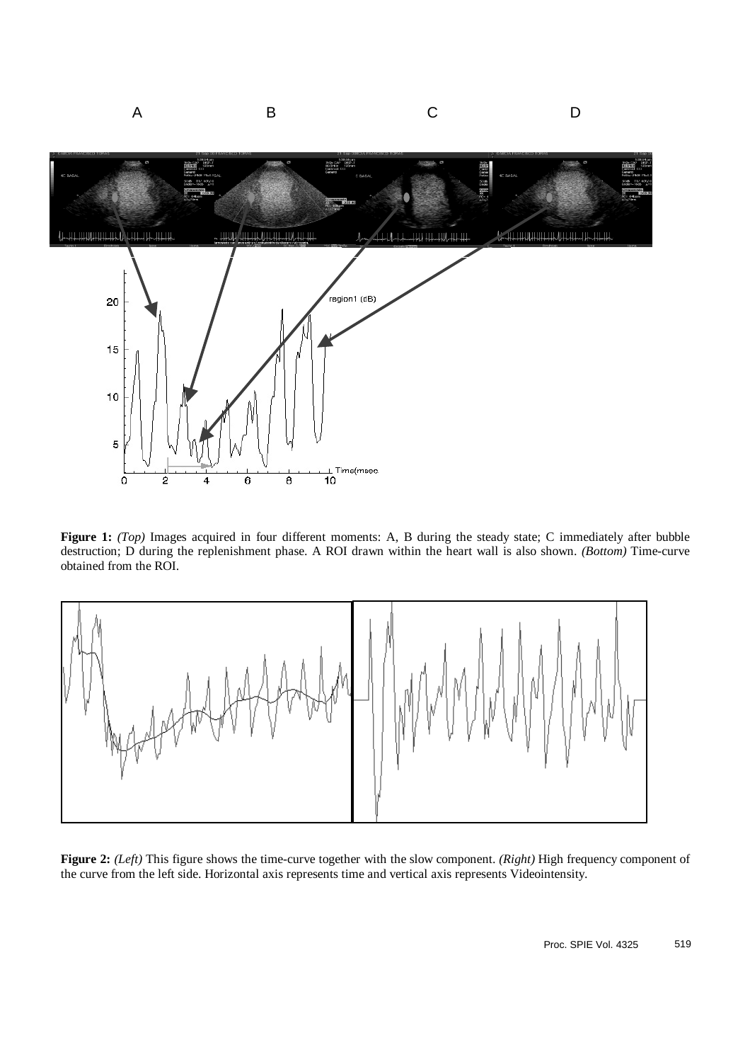**Figure 1:** *(Top)* Images acquired in four different moments: A, B during the steady state; C immediately after bubble destruction; D during the replenishment phase. A ROI drawn within the heart wall is also shown. *(Bottom)* Time-curve obtained from the ROI.

**Figure 2:** *(Left)* This figure shows the time-curve together with the slow component. *(Right)* High frequency component of the curve from the left side. Horizontal axis represents time and vertical axis represents Videointensity.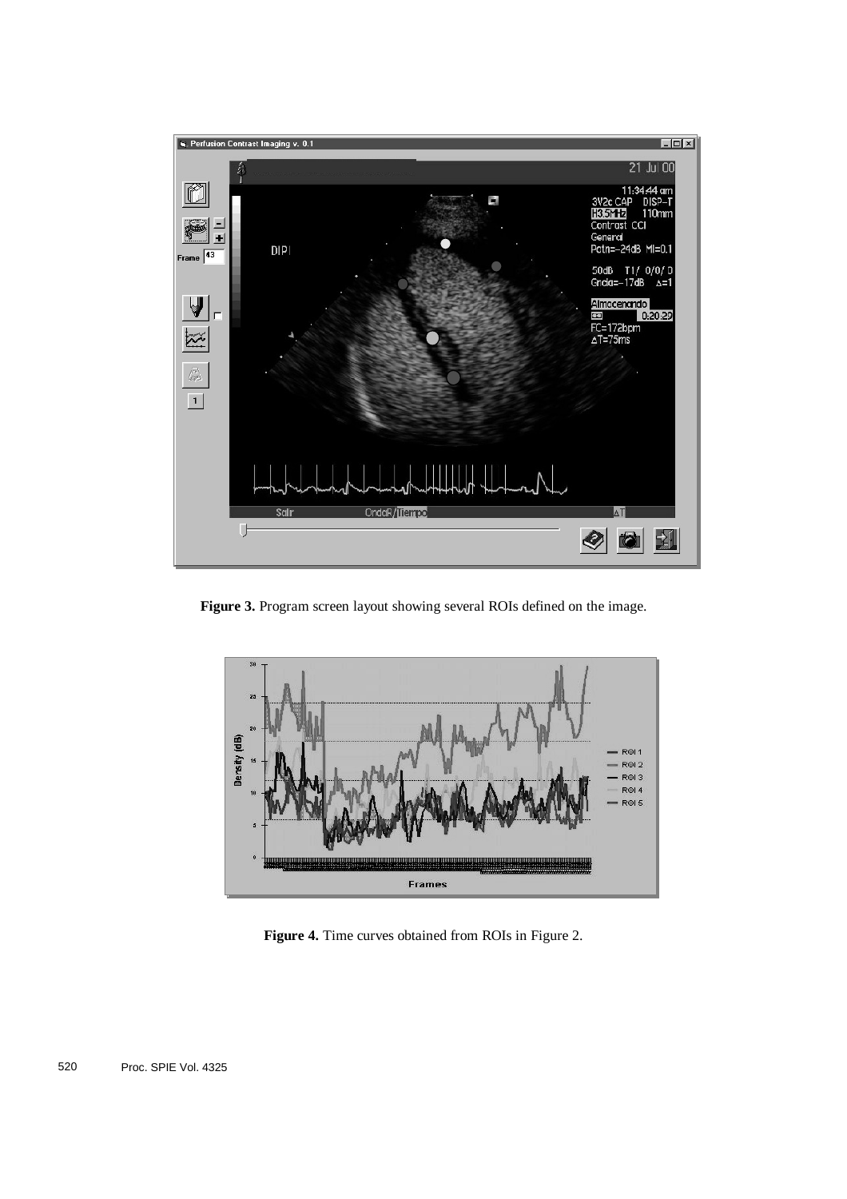**Figure 3.** Program screen layout showing several ROIs defined on the image.

**Figure 4.** Time curves obtained from ROIs in Figure 2.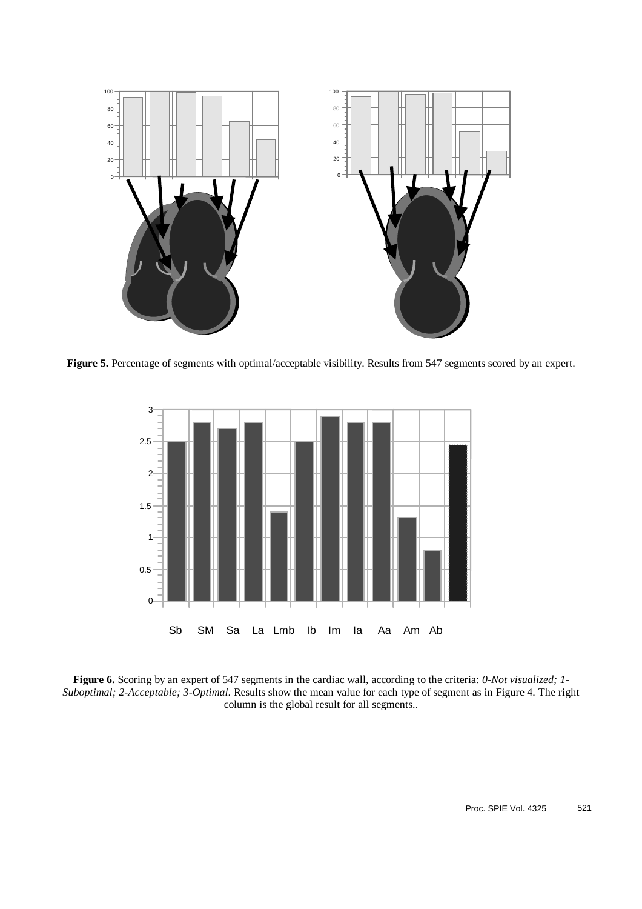**Figure 5.** Percentage of segments with optimal/acceptable visibility. Results from 547 segments scored by an expert.

**Figure 6.** Scoring by an expert of 547 segments in the cardiac wall, according to the criteria: *0-Not visualized; 1-Suboptimal; 2-Acceptable; 3-Optimal*. Results show the mean value for each type of segment as in Figure 4. The right column is the global result for all segments..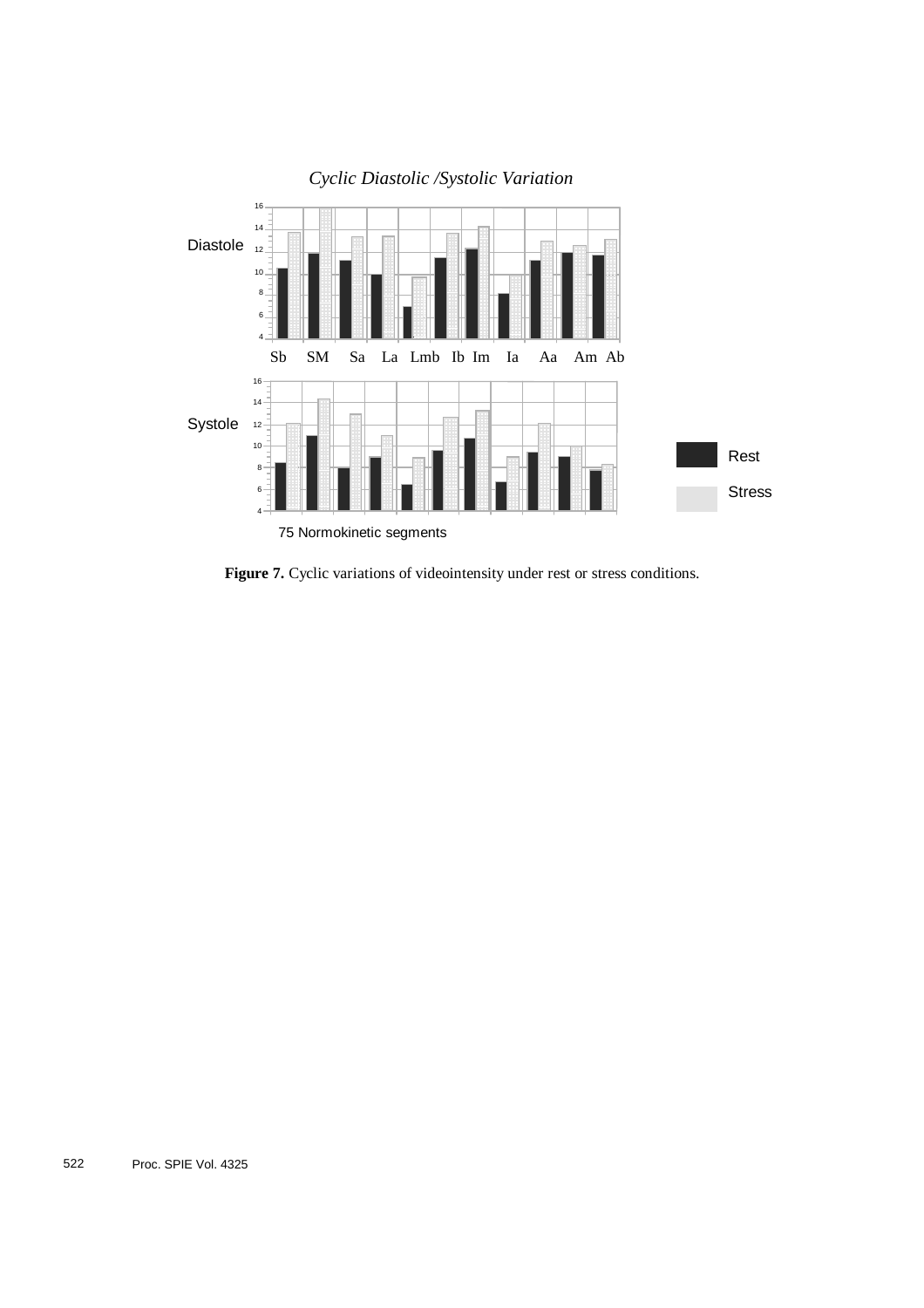*Cyclic Diastolic /Systolic Variation*

Diastole

16
14
12
10
8
6
4

Sb SM Sa La Lmb Ib Im Ia Aa Am Ab

Systole

16
14
12
10
8
6
4

75 Normokinetic segments

Rest

Stress

**Figure 7.** Cyclic variations of videointensity under rest or stress conditions.